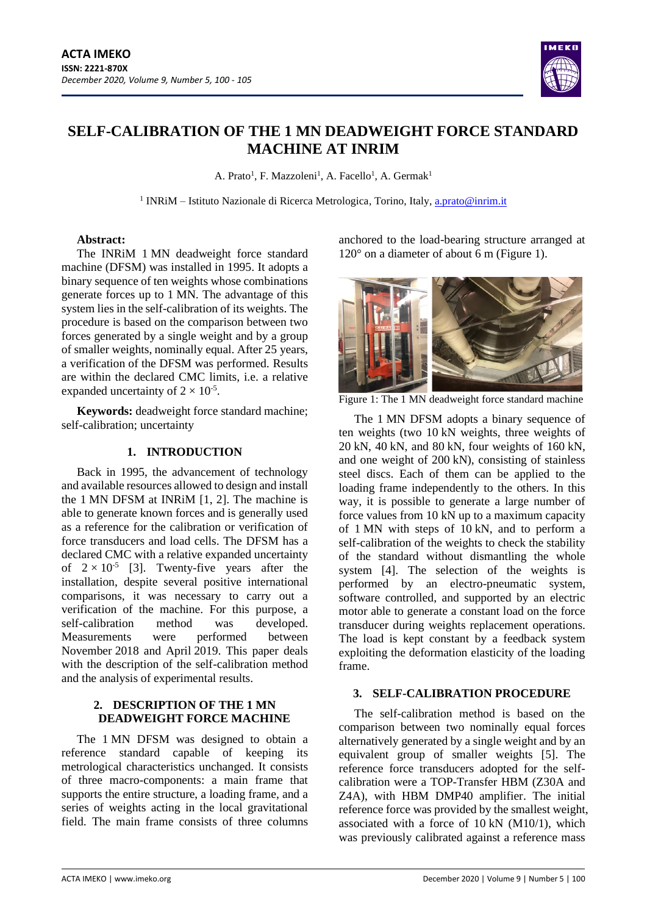# SELF-CALIBRATION OF THE 1 MN DEADWEIGHT FORCE STANDARD MACHINE AT INRIM

A. Prato[1], F. Mazzoleni[1], A. Facello[1], A. Germak[1]

[1] INRiM – Istituto Nazionale di Ricerca Metrologica, Torino, Italy, a.prato@inrim.it

**Abstract:**
The INRiM 1 MN deadweight force standard machine (DFSM) was installed in 1995. It adopts a binary sequence of ten weights whose combinations generate forces up to 1 MN. The advantage of this system lies in the self-calibration of its weights. The procedure is based on the comparison between two forces generated by a single weight and by a group of smaller weights, nominally equal. After 25 years, a verification of the DFSM was performed. Results are within the declared CMC limits, i.e. a relative expanded uncertainty of $2 \times 10^{-5}$.

**Keywords:** deadweight force standard machine; self-calibration; uncertainty

## 1. INTRODUCTION

Back in 1995, the advancement of technology and available resources allowed to design and install the 1 MN DFSM at INRiM [1, 2]. The machine is able to generate known forces and is generally used as a reference for the calibration or verification of force transducers and load cells. The DFSM has a declared CMC with a relative expanded uncertainty of $2 \times 10^{-5}$ [3]. Twenty-five years after the installation, despite several positive international comparisons, it was necessary to carry out a verification of the machine. For this purpose, a self-calibration method was developed. Measurements were performed between November 2018 and April 2019. This paper deals with the description of the self-calibration method and the analysis of experimental results.

## 2. DESCRIPTION OF THE 1 MN DEADWEIGHT FORCE MACHINE

The 1 MN DFSM was designed to obtain a reference standard capable of keeping its metrological characteristics unchanged. It consists of three macro-components: a main frame that supports the entire structure, a loading frame, and a series of weights acting in the local gravitational field. The main frame consists of three columns anchored to the load-bearing structure arranged at 120° on a diameter of about 6 m (Figure 1).

Figure 1: The 1 MN deadweight force standard machine

The 1 MN DFSM adopts a binary sequence of ten weights (two 10 kN weights, three weights of 20 kN, 40 kN, and 80 kN, four weights of 160 kN, and one weight of 200 kN), consisting of stainless steel discs. Each of them can be applied to the loading frame independently to the others. In this way, it is possible to generate a large number of force values from 10 kN up to a maximum capacity of 1 MN with steps of 10 kN, and to perform a self-calibration of the weights to check the stability of the standard without dismantling the whole system [4]. The selection of the weights is performed by an electro-pneumatic system, software controlled, and supported by an electric motor able to generate a constant load on the force transducer during weights replacement operations. The load is kept constant by a feedback system exploiting the deformation elasticity of the loading frame.

## 3. SELF-CALIBRATION PROCEDURE

The self-calibration method is based on the comparison between two nominally equal forces alternatively generated by a single weight and by an equivalent group of smaller weights [5]. The reference force transducers adopted for the self-calibration were a TOP-Transfer HBM (Z30A and Z4A), with HBM DMP40 amplifier. The initial reference force was provided by the smallest weight, associated with a force of 10 kN (M10/1), which was previously calibrated against a reference mass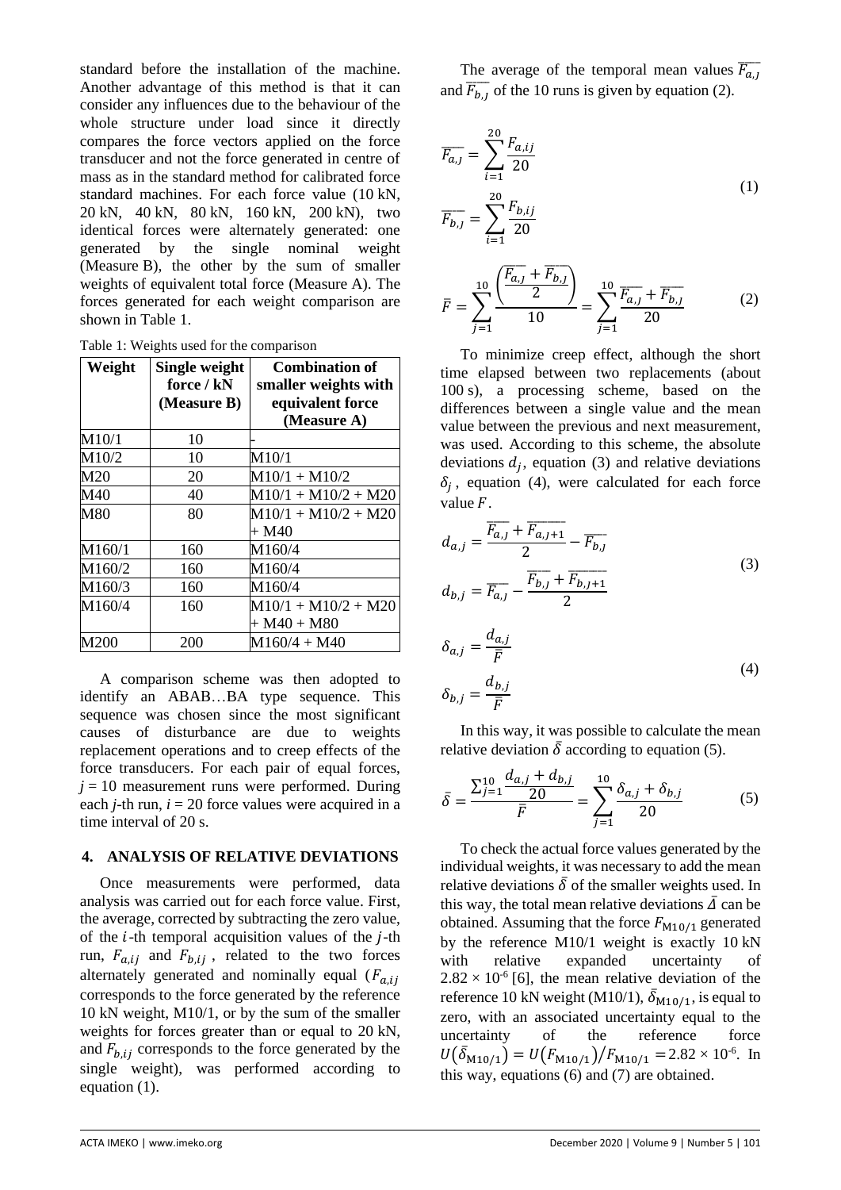standard before the installation of the machine. Another advantage of this method is that it can consider any influences due to the behaviour of the whole structure under load since it directly compares the force vectors applied on the force transducer and not the force generated in centre of mass as in the standard method for calibrated force standard machines. For each force value (10 kN, 20 kN, 40 kN, 80 kN, 160 kN, 200 kN), two identical forces were alternately generated: one generated by the single nominal weight (Measure B), the other by the sum of smaller weights of equivalent total force (Measure A). The forces generated for each weight comparison are shown in Table 1.

Table 1: Weights used for the comparison

| Weight | Single weight force / kN (Measure B) | Combination of smaller weights with equivalent force (Measure A) |
|---|---|---|
| M10/1 | 10 | - |
| M10/2 | 10 | M10/1 |
| M20 | 20 | M10/1 + M10/2 |
| M40 | 40 | M10/1 + M10/2 + M20 |
| M80 | 80 | M10/1 + M10/2 + M20 + M40 |
| M160/1 | 160 | M160/4 |
| M160/2 | 160 | M160/4 |
| M160/3 | 160 | M160/4 |
| M160/4 | 160 | M10/1 + M10/2 + M20 + M40 + M80 |
| M200 | 200 | M160/4 + M40 |

A comparison scheme was then adopted to identify an ABAB…BA type sequence. This sequence was chosen since the most significant causes of disturbance are due to weights replacement operations and to creep effects of the force transducers. For each pair of equal forces, $j = 10$ measurement runs were performed. During each $j$-th run, $i = 20$ force values were acquired in a time interval of 20 s.

## 4. ANALYSIS OF RELATIVE DEVIATIONS

Once measurements were performed, data analysis was carried out for each force value. First, the average, corrected by subtracting the zero value, of the $i$-th temporal acquisition values of the $j$-th run, $F_{a,ij}$ and $F_{b,ij}$, related to the two forces alternately generated and nominally equal ($F_{a,ij}$ corresponds to the force generated by the reference 10 kN weight, M10/1, or by the sum of the smaller weights for forces greater than or equal to 20 kN, and $F_{b,ij}$ corresponds to the force generated by the single weight), was performed according to equation (1).

The average of the temporal mean values $\overline{F_{a,J}}$ and $\overline{F_{b,J}}$ of the 10 runs is given by equation (2).

$$\overline{F_{a,J}} = \sum_{i=1}^{20} \frac{F_{a,ij}}{20}$$
$$\overline{F_{b,J}} = \sum_{i=1}^{20} \frac{F_{b,ij}}{20} \tag{1}$$

$$\bar{F} = \sum_{j=1}^{10} \frac{\left(\frac{\overline{F_{a,J}} + \overline{F_{b,J}}}{2}\right)}{10} = \sum_{j=1}^{10} \frac{\overline{F_{a,J}} + \overline{F_{b,J}}}{20} \tag{2}$$

To minimize creep effect, although the short time elapsed between two replacements (about 100 s), a processing scheme, based on the differences between a single value and the mean value between the previous and next measurement, was used. According to this scheme, the absolute deviations $d_j$, equation (3) and relative deviations $\delta_j$, equation (4), were calculated for each force value $F$.

$$d_{a,j} = \frac{\overline{F_{a,J}} + \overline{F_{a,J+1}}}{2} - \overline{F_{b,J}}$$
$$d_{b,j} = \overline{F_{a,J}} - \frac{\overline{F_{b,J}} + \overline{F_{b,J+1}}}{2} \tag{3}$$

$$\delta_{a,j} = \frac{d_{a,j}}{\bar{F}}$$
$$\delta_{b,j} = \frac{d_{b,j}}{\bar{F}} \tag{4}$$

In this way, it was possible to calculate the mean relative deviation $\bar{\delta}$ according to equation (5).

$$\bar{\delta} = \frac{\sum_{j=1}^{10} \frac{d_{a,j} + d_{b,j}}{20}}{\bar{F}} = \sum_{j=1}^{10} \frac{\delta_{a,j} + \delta_{b,j}}{20} \tag{5}$$

To check the actual force values generated by the individual weights, it was necessary to add the mean relative deviations $\bar{\delta}$ of the smaller weights used. In this way, the total mean relative deviations $\bar{\Delta}$ can be obtained. Assuming that the force $F_{\mathrm{M10/1}}$ generated by the reference M10/1 weight is exactly 10 kN with relative expanded uncertainty of $2.82 \times 10^{-6}$ [6], the mean relative deviation of the reference 10 kN weight (M10/1), $\bar{\delta}_{\mathrm{M10/1}}$, is equal to zero, with an associated uncertainty equal to the uncertainty of the reference force $U(\bar{\delta}_{\mathrm{M10/1}}) = U(F_{\mathrm{M10/1}})/F_{\mathrm{M10/1}} = 2.82 \times 10^{-6}$. In this way, equations (6) and (7) are obtained.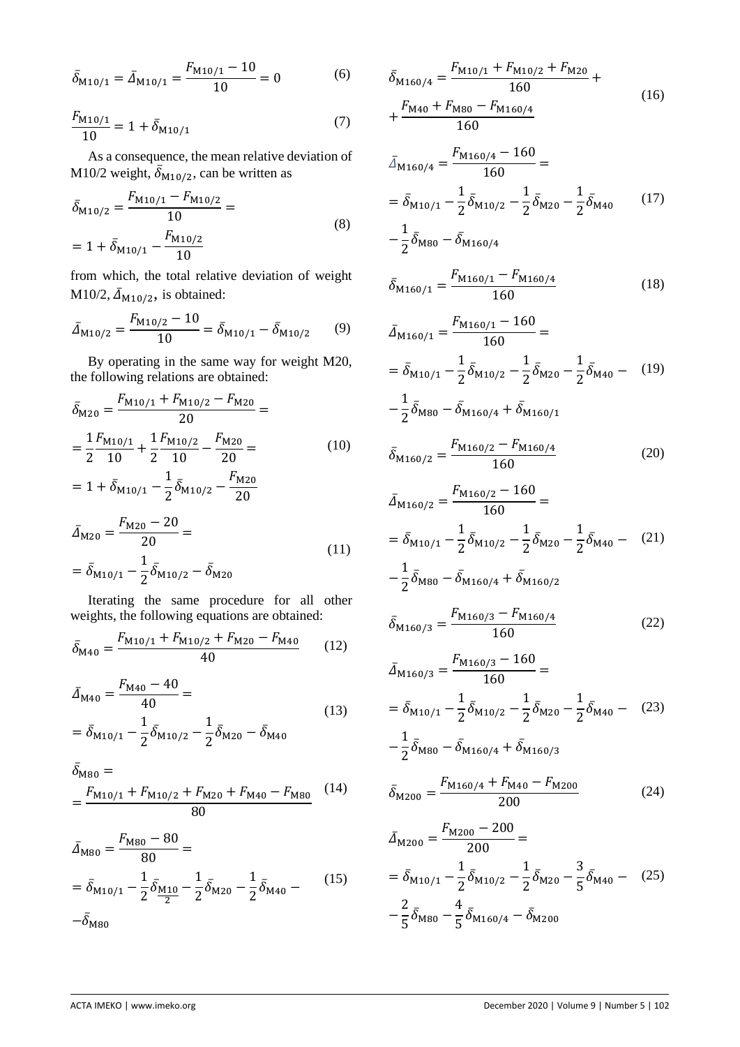$$\bar{\delta}_{\mathrm{M10/1}} = \bar{\Delta}_{\mathrm{M10/1}} = \frac{F_{\mathrm{M10/1}} - 10}{10} = 0 \tag{6}$$

$$\frac{F_{\mathrm{M10/1}}}{10} = 1 + \bar{\delta}_{\mathrm{M10/1}} \tag{7}$$

As a consequence, the mean relative deviation of M10/2 weight, $\bar{\delta}_{\mathrm{M10/2}}$, can be written as

$$\begin{aligned}\bar{\delta}_{\mathrm{M10/2}} &= \frac{F_{\mathrm{M10/1}} - F_{\mathrm{M10/2}}}{10} = \\ &= 1 + \bar{\delta}_{\mathrm{M10/1}} - \frac{F_{\mathrm{M10/2}}}{10}\end{aligned} \tag{8}$$

from which, the total relative deviation of weight M10/2, $\bar{\Delta}_{\mathrm{M10/2}}$, is obtained:

$$\bar{\Delta}_{\mathrm{M10/2}} = \frac{F_{\mathrm{M10/2}} - 10}{10} = \bar{\delta}_{\mathrm{M10/1}} - \bar{\delta}_{\mathrm{M10/2}} \tag{9}$$

By operating in the same way for weight M20, the following relations are obtained:

$$\begin{aligned}\bar{\delta}_{\mathrm{M20}} &= \frac{F_{\mathrm{M10/1}} + F_{\mathrm{M10/2}} - F_{\mathrm{M20}}}{20} = \\ &= \frac{1}{2}\frac{F_{\mathrm{M10/1}}}{10} + \frac{1}{2}\frac{F_{\mathrm{M10/2}}}{10} - \frac{F_{\mathrm{M20}}}{20} = \\ &= 1 + \bar{\delta}_{\mathrm{M10/1}} - \frac{1}{2}\bar{\delta}_{\mathrm{M10/2}} - \frac{F_{\mathrm{M20}}}{20}\end{aligned} \tag{10}$$

$$\begin{aligned}\bar{\Delta}_{\mathrm{M20}} &= \frac{F_{\mathrm{M20}} - 20}{20} = \\ &= \bar{\delta}_{\mathrm{M10/1}} - \frac{1}{2}\bar{\delta}_{\mathrm{M10/2}} - \bar{\delta}_{\mathrm{M20}}\end{aligned} \tag{11}$$

Iterating the same procedure for all other weights, the following equations are obtained:

$$\bar{\delta}_{\mathrm{M40}} = \frac{F_{\mathrm{M10/1}} + F_{\mathrm{M10/2}} + F_{\mathrm{M20}} - F_{\mathrm{M40}}}{40} \tag{12}$$

$$\begin{aligned}\bar{\Delta}_{\mathrm{M40}} &= \frac{F_{\mathrm{M40}} - 40}{40} = \\ &= \bar{\delta}_{\mathrm{M10/1}} - \frac{1}{2}\bar{\delta}_{\mathrm{M10/2}} - \frac{1}{2}\bar{\delta}_{\mathrm{M20}} - \bar{\delta}_{\mathrm{M40}}\end{aligned} \tag{13}$$

$$\begin{aligned}&\bar{\delta}_{\mathrm{M80}} = \\ &= \frac{F_{\mathrm{M10/1}} + F_{\mathrm{M10/2}} + F_{\mathrm{M20}} + F_{\mathrm{M40}} - F_{\mathrm{M80}}}{80}\end{aligned} \tag{14}$$

$$\begin{aligned}\bar{\Delta}_{\mathrm{M80}} &= \frac{F_{\mathrm{M80}} - 80}{80} = \\ &= \bar{\delta}_{\mathrm{M10/1}} - \frac{1}{2}\bar{\delta}_{\mathrm{M}\frac{10}{2}} - \frac{1}{2}\bar{\delta}_{\mathrm{M20}} - \frac{1}{2}\bar{\delta}_{\mathrm{M40}} - \\ &- \bar{\delta}_{\mathrm{M80}}\end{aligned} \tag{15}$$

$$\begin{aligned}\bar{\delta}_{\mathrm{M160/4}} &= \frac{F_{\mathrm{M10/1}} + F_{\mathrm{M10/2}} + F_{\mathrm{M20}}}{160} + \\ &+ \frac{F_{\mathrm{M40}} + F_{\mathrm{M80}} - F_{\mathrm{M160/4}}}{160}\end{aligned} \tag{16}$$

$$\begin{aligned}\bar{\Delta}_{\mathrm{M160/4}} &= \frac{F_{\mathrm{M160/4}} - 160}{160} = \\ &= \bar{\delta}_{\mathrm{M10/1}} - \frac{1}{2}\bar{\delta}_{\mathrm{M10/2}} - \frac{1}{2}\bar{\delta}_{\mathrm{M20}} - \frac{1}{2}\bar{\delta}_{\mathrm{M40}} \\ &- \frac{1}{2}\bar{\delta}_{\mathrm{M80}} - \bar{\delta}_{\mathrm{M160/4}}\end{aligned} \tag{17}$$

$$\bar{\delta}_{\mathrm{M160/1}} = \frac{F_{\mathrm{M160/1}} - F_{\mathrm{M160/4}}}{160} \tag{18}$$

$$\begin{aligned}\bar{\Delta}_{\mathrm{M160/1}} &= \frac{F_{\mathrm{M160/1}} - 160}{160} = \\ &= \bar{\delta}_{\mathrm{M10/1}} - \frac{1}{2}\bar{\delta}_{\mathrm{M10/2}} - \frac{1}{2}\bar{\delta}_{\mathrm{M20}} - \frac{1}{2}\bar{\delta}_{\mathrm{M40}} - \\ &- \frac{1}{2}\bar{\delta}_{\mathrm{M80}} - \bar{\delta}_{\mathrm{M160/4}} + \bar{\delta}_{\mathrm{M160/1}}\end{aligned} \tag{19}$$

$$\bar{\delta}_{\mathrm{M160/2}} = \frac{F_{\mathrm{M160/2}} - F_{\mathrm{M160/4}}}{160} \tag{20}$$

$$\begin{aligned}\bar{\Delta}_{\mathrm{M160/2}} &= \frac{F_{\mathrm{M160/2}} - 160}{160} = \\ &= \bar{\delta}_{\mathrm{M10/1}} - \frac{1}{2}\bar{\delta}_{\mathrm{M10/2}} - \frac{1}{2}\bar{\delta}_{\mathrm{M20}} - \frac{1}{2}\bar{\delta}_{\mathrm{M40}} - \\ &- \frac{1}{2}\bar{\delta}_{\mathrm{M80}} - \bar{\delta}_{\mathrm{M160/4}} + \bar{\delta}_{\mathrm{M160/2}}\end{aligned} \tag{21}$$

$$\bar{\delta}_{\mathrm{M160/3}} = \frac{F_{\mathrm{M160/3}} - F_{\mathrm{M160/4}}}{160} \tag{22}$$

$$\begin{aligned}\bar{\Delta}_{\mathrm{M160/3}} &= \frac{F_{\mathrm{M160/3}} - 160}{160} = \\ &= \bar{\delta}_{\mathrm{M10/1}} - \frac{1}{2}\bar{\delta}_{\mathrm{M10/2}} - \frac{1}{2}\bar{\delta}_{\mathrm{M20}} - \frac{1}{2}\bar{\delta}_{\mathrm{M40}} - \\ &- \frac{1}{2}\bar{\delta}_{\mathrm{M80}} - \bar{\delta}_{\mathrm{M160/4}} + \bar{\delta}_{\mathrm{M160/3}}\end{aligned} \tag{23}$$

$$\bar{\delta}_{\mathrm{M200}} = \frac{F_{\mathrm{M160/4}} + F_{\mathrm{M40}} - F_{\mathrm{M200}}}{200} \tag{24}$$

$$\begin{aligned}\bar{\Delta}_{\mathrm{M200}} &= \frac{F_{\mathrm{M200}} - 200}{200} = \\ &= \bar{\delta}_{\mathrm{M10/1}} - \frac{1}{2}\bar{\delta}_{\mathrm{M10/2}} - \frac{1}{2}\bar{\delta}_{\mathrm{M20}} - \frac{3}{5}\bar{\delta}_{\mathrm{M40}} - \\ &- \frac{2}{5}\bar{\delta}_{\mathrm{M80}} - \frac{4}{5}\bar{\delta}_{\mathrm{M160/4}} - \bar{\delta}_{\mathrm{M200}}\end{aligned} \tag{25}$$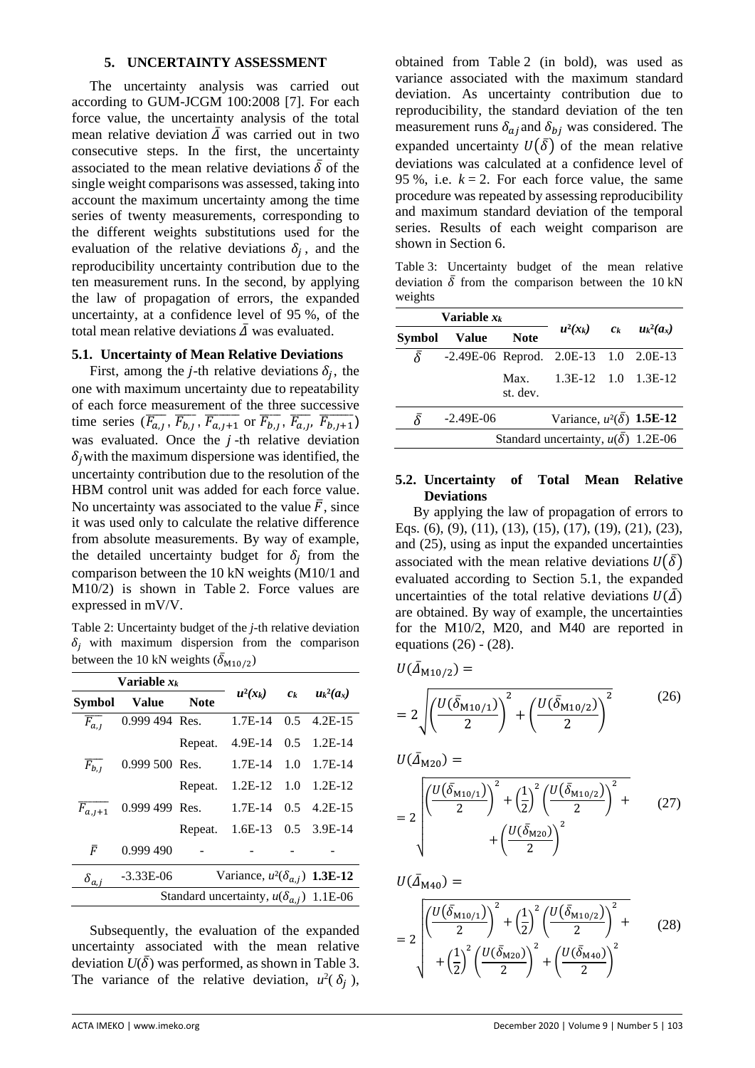## 5. UNCERTAINTY ASSESSMENT

The uncertainty analysis was carried out according to GUM-JCGM 100:2008 [7]. For each force value, the uncertainty analysis of the total mean relative deviation $\bar{\Delta}$ was carried out in two consecutive steps. In the first, the uncertainty associated to the mean relative deviations $\bar{\delta}$ of the single weight comparisons was assessed, taking into account the maximum uncertainty among the time series of twenty measurements, corresponding to the different weights substitutions used for the evaluation of the relative deviations $\delta_j$, and the reproducibility uncertainty contribution due to the ten measurement runs. In the second, by applying the law of propagation of errors, the expanded uncertainty, at a confidence level of 95 %, of the total mean relative deviations $\bar{\Delta}$ was evaluated.

### 5.1. Uncertainty of Mean Relative Deviations

First, among the $j$-th relative deviations $\delta_j$, the one with maximum uncertainty due to repeatability of each force measurement of the three successive time series ($\overline{F_{a,J}}$, $\overline{F_{b,J}}$, $\overline{F_{a,J+1}}$ or $\overline{F_{b,J}}$, $\overline{F_{a,J}}$, $\overline{F_{b,J+1}}$) was evaluated. Once the $j$-th relative deviation $\delta_j$ with the maximum dispersione was identified, the uncertainty contribution due to the resolution of the HBM control unit was added for each force value. No uncertainty was associated to the value $\bar{F}$, since it was used only to calculate the relative difference from absolute measurements. By way of example, the detailed uncertainty budget for $\delta_j$ from the comparison between the 10 kN weights (M10/1 and M10/2) is shown in Table 2. Force values are expressed in mV/V.

Table 2: Uncertainty budget of the $j$-th relative deviation $\delta_j$ with maximum dispersion from the comparison between the 10 kN weights ($\bar{\delta}_{\mathrm{M10/2}}$)

| Variable $x_k$ | | | $u^2(x_k)$ | $c_k$ | $u_k^2(a_x)$ |
|---|---|---|---|---|---|
| **Symbol** | **Value** | **Note** | | | |
| $\overline{F_{a,J}}$ | 0.999 494 | Res. | 1.7E-14 | 0.5 | 4.2E-15 |
| | | Repeat. | 4.9E-14 | 0.5 | 1.2E-14 |
| $\overline{F_{b,J}}$ | 0.999 500 | Res. | 1.7E-14 | 1.0 | 1.7E-14 |
| | | Repeat. | 1.2E-12 | 1.0 | 1.2E-12 |
| $\overline{F_{a,J+1}}$ | 0.999 499 | Res. | 1.7E-14 | 0.5 | 4.2E-15 |
| | | Repeat. | 1.6E-13 | 0.5 | 3.9E-14 |
| $\bar{F}$ | 0.999 490 | - | - | - | - |
| $\delta_{a,j}$ | -3.33E-06 | | Variance, $u^2(\delta_{a,j})$ | | **1.3E-12** |
| | | | Standard uncertainty, $u(\delta_{a,j})$ | | 1.1E-06 |

Subsequently, the evaluation of the expanded uncertainty associated with the mean relative deviation $U(\bar{\delta})$ was performed, as shown in Table 3. The variance of the relative deviation, $u^2(\delta_j)$, obtained from Table 2 (in bold), was used as variance associated with the maximum standard deviation. As uncertainty contribution due to reproducibility, the standard deviation of the ten measurement runs $\delta_{aj}$ and $\delta_{bj}$ was considered. The expanded uncertainty $U(\bar{\delta})$ of the mean relative deviations was calculated at a confidence level of 95 %, i.e. $k = 2$. For each force value, the same procedure was repeated by assessing reproducibility and maximum standard deviation of the temporal series. Results of each weight comparison are shown in Section 6.

Table 3: Uncertainty budget of the mean relative deviation $\bar{\delta}$ from the comparison between the 10 kN weights

| Variable $x_k$ | | | $u^2(x_k)$ | $c_k$ | $u_k^2(a_x)$ |
|---|---|---|---|---|---|
| **Symbol** | **Value** | **Note** | | | |
| $\bar{\delta}$ | -2.49E-06 | Reprod. | 2.0E-13 | 1.0 | 2.0E-13 |
| | | Max. st. dev. | 1.3E-12 | 1.0 | 1.3E-12 |
| $\bar{\delta}$ | -2.49E-06 | | Variance, $u^2(\bar{\delta})$ | | **1.5E-12** |
| | | | Standard uncertainty, $u(\bar{\delta})$ | | 1.2E-06 |

### 5.2. Uncertainty of Total Mean Relative Deviations

By applying the law of propagation of errors to Eqs. (6), (9), (11), (13), (15), (17), (19), (21), (23), and (25), using as input the expanded uncertainties associated with the mean relative deviations $U(\bar{\delta})$ evaluated according to Section 5.1, the expanded uncertainties of the total relative deviations $U(\bar{\Delta})$ are obtained. By way of example, the uncertainties for the M10/2, M20, and M40 are reported in equations (26) - (28).

$$U(\bar{\Delta}_{\mathrm{M10/2}}) = 2\sqrt{\left(\frac{U(\bar{\delta}_{\mathrm{M10/1}})}{2}\right)^2 + \left(\frac{U(\bar{\delta}_{\mathrm{M10/2}})}{2}\right)^2} \quad (26)$$

$$U(\bar{\Delta}_{\mathrm{M20}}) = 2\sqrt{\left(\frac{U(\bar{\delta}_{\mathrm{M10/1}})}{2}\right)^2 + \left(\frac{1}{2}\right)^2\left(\frac{U(\bar{\delta}_{\mathrm{M10/2}})}{2}\right)^2 + \left(\frac{U(\bar{\delta}_{\mathrm{M20}})}{2}\right)^2} \quad (27)$$

$$U(\bar{\Delta}_{\mathrm{M40}}) = 2\sqrt{\left(\frac{U(\bar{\delta}_{\mathrm{M10/1}})}{2}\right)^2 + \left(\frac{1}{2}\right)^2\left(\frac{U(\bar{\delta}_{\mathrm{M10/2}})}{2}\right)^2 + \left(\frac{1}{2}\right)^2\left(\frac{U(\bar{\delta}_{\mathrm{M20}})}{2}\right)^2 + \left(\frac{U(\bar{\delta}_{\mathrm{M40}})}{2}\right)^2} \quad (28)$$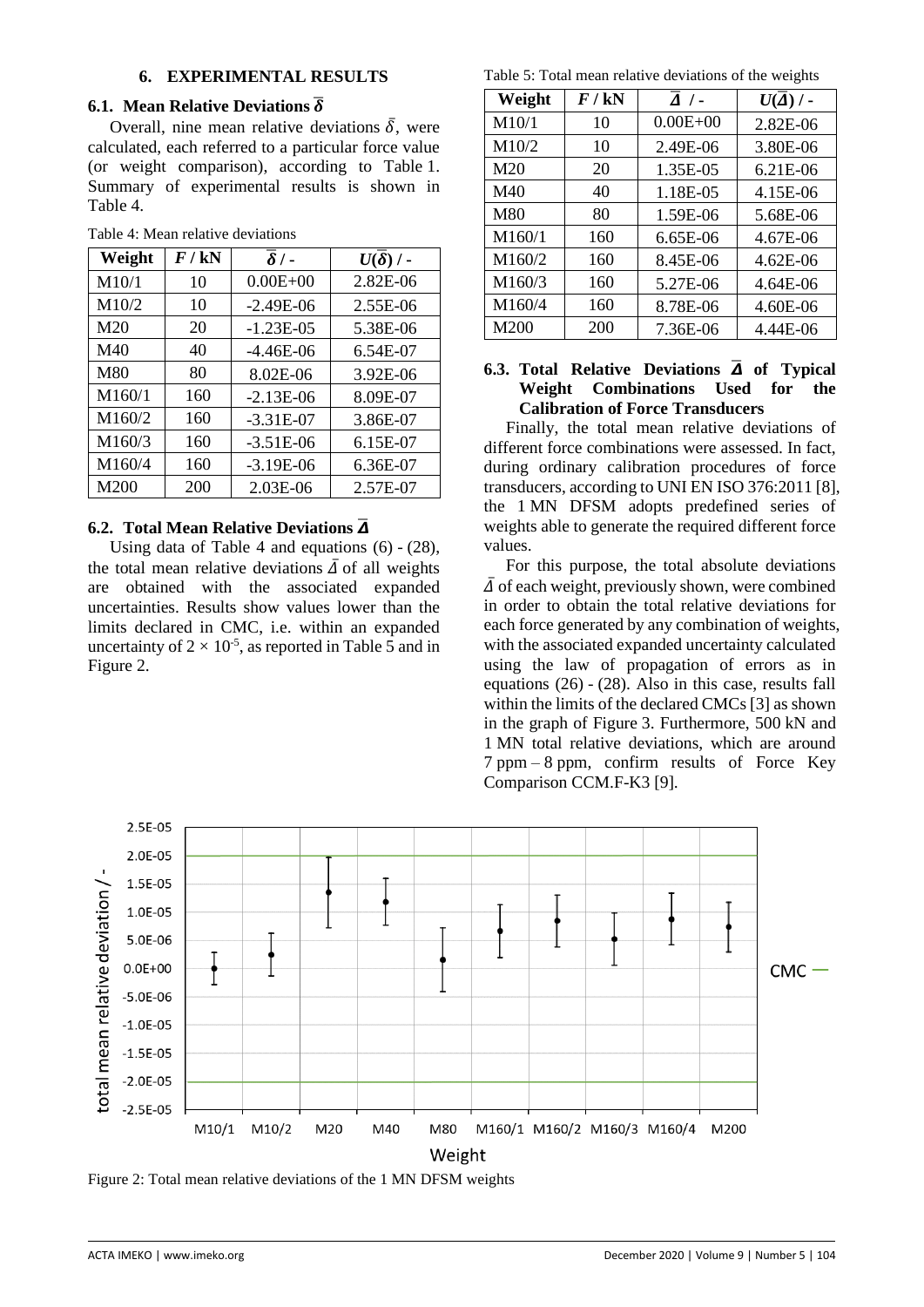## 6. EXPERIMENTAL RESULTS

### 6.1. Mean Relative Deviations $\bar{\delta}$

Overall, nine mean relative deviations $\bar{\delta}$, were calculated, each referred to a particular force value (or weight comparison), according to Table 1. Summary of experimental results is shown in Table 4.

Table 4: Mean relative deviations

| Weight | $F$ / kN | $\bar{\delta}$ / - | $U(\bar{\delta})$ / - |
|---|---|---|---|
| M10/1 | 10 | 0.00E+00 | 2.82E-06 |
| M10/2 | 10 | -2.49E-06 | 2.55E-06 |
| M20 | 20 | -1.23E-05 | 5.38E-06 |
| M40 | 40 | -4.46E-06 | 6.54E-07 |
| M80 | 80 | 8.02E-06 | 3.92E-06 |
| M160/1 | 160 | -2.13E-06 | 8.09E-07 |
| M160/2 | 160 | -3.31E-07 | 3.86E-07 |
| M160/3 | 160 | -3.51E-06 | 6.15E-07 |
| M160/4 | 160 | -3.19E-06 | 6.36E-07 |
| M200 | 200 | 2.03E-06 | 2.57E-07 |

### 6.2. Total Mean Relative Deviations $\bar{\Delta}$

Using data of Table 4 and equations (6) - (28), the total mean relative deviations $\bar{\Delta}$ of all weights are obtained with the associated expanded uncertainties. Results show values lower than the limits declared in CMC, i.e. within an expanded uncertainty of $2 \times 10^{-5}$, as reported in Table 5 and in Figure 2.

Table 5: Total mean relative deviations of the weights

| Weight | $F$ / kN | $\bar{\Delta}$ / - | $U(\bar{\Delta})$ / - |
|---|---|---|---|
| M10/1 | 10 | 0.00E+00 | 2.82E-06 |
| M10/2 | 10 | 2.49E-06 | 3.80E-06 |
| M20 | 20 | 1.35E-05 | 6.21E-06 |
| M40 | 40 | 1.18E-05 | 4.15E-06 |
| M80 | 80 | 1.59E-06 | 5.68E-06 |
| M160/1 | 160 | 6.65E-06 | 4.67E-06 |
| M160/2 | 160 | 8.45E-06 | 4.62E-06 |
| M160/3 | 160 | 5.27E-06 | 4.64E-06 |
| M160/4 | 160 | 8.78E-06 | 4.60E-06 |
| M200 | 200 | 7.36E-06 | 4.44E-06 |

### 6.3. Total Relative Deviations $\bar{\Delta}$ of Typical Weight Combinations Used for the Calibration of Force Transducers

Finally, the total mean relative deviations of different force combinations were assessed. In fact, during ordinary calibration procedures of force transducers, according to UNI EN ISO 376:2011 [8], the 1 MN DFSM adopts predefined series of weights able to generate the required different force values.

For this purpose, the total absolute deviations $\bar{\Delta}$ of each weight, previously shown, were combined in order to obtain the total relative deviations for each force generated by any combination of weights, with the associated expanded uncertainty calculated using the law of propagation of errors as in equations (26) - (28). Also in this case, results fall within the limits of the declared CMCs [3] as shown in the graph of Figure 3. Furthermore, 500 kN and 1 MN total relative deviations, which are around 7 ppm – 8 ppm, confirm results of Force Key Comparison CCM.F-K3 [9].

Figure 2: Total mean relative deviations of the 1 MN DFSM weights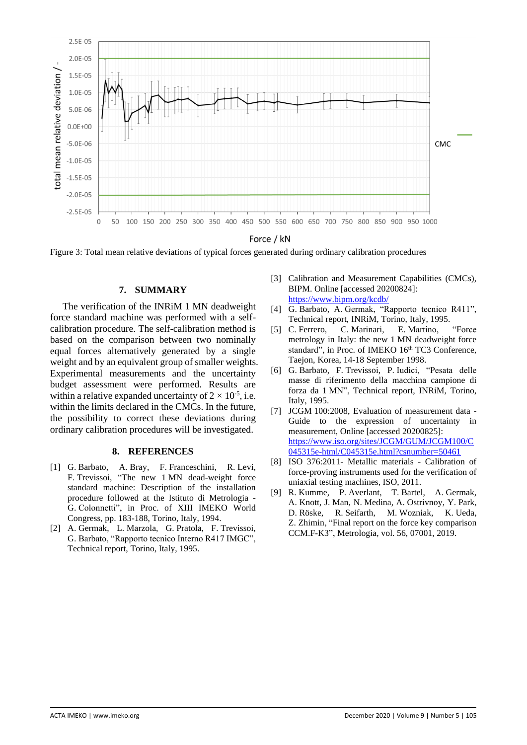total mean relative deviation / -

2.5E-05
2.0E-05
1.5E-05
1.0E-05
5.0E-06
0.0E+00
-5.0E-06
-1.0E-05
-1.5E-05
-2.0E-05
-2.5E-05

0 50 100 150 200 250 300 350 400 450 500 550 600 650 700 750 800 850 900 950 1000

Force / kN

CMC

Figure 3: Total mean relative deviations of typical forces generated during ordinary calibration procedures

## 7. SUMMARY

The verification of the INRiM 1 MN deadweight force standard machine was performed with a self-calibration procedure. The self-calibration method is based on the comparison between two nominally equal forces alternatively generated by a single weight and by an equivalent group of smaller weights. Experimental measurements and the uncertainty budget assessment were performed. Results are within a relative expanded uncertainty of $2 \times 10^{-5}$, i.e. within the limits declared in the CMCs. In the future, the possibility to correct these deviations during ordinary calibration procedures will be investigated.

## 8. REFERENCES

[1] G. Barbato, A. Bray, F. Franceschini, R. Levi, F. Trevissoi, "The new 1 MN dead-weight force standard machine: Description of the installation procedure followed at the Istituto di Metrologia - G. Colonnetti", in Proc. of XIII IMEKO World Congress, pp. 183-188, Torino, Italy, 1994.

[2] A. Germak, L. Marzola, G. Pratola, F. Trevissoi, G. Barbato, "Rapporto tecnico Interno R417 IMGC", Technical report, Torino, Italy, 1995.

[3] Calibration and Measurement Capabilities (CMCs), BIPM. Online [accessed 20200824]: https://www.bipm.org/kcdb/

[4] G. Barbato, A. Germak, "Rapporto tecnico R411", Technical report, INRiM, Torino, Italy, 1995.

[5] C. Ferrero, C. Marinari, E. Martino, "Force metrology in Italy: the new 1 MN deadweight force standard", in Proc. of IMEKO 16th TC3 Conference, Taejon, Korea, 14-18 September 1998.

[6] G. Barbato, F. Trevissoi, P. Iudici, "Pesata delle masse di riferimento della macchina campione di forza da 1 MN", Technical report, INRiM, Torino, Italy, 1995.

[7] JCGM 100:2008, Evaluation of measurement data - Guide to the expression of uncertainty in measurement, Online [accessed 20200825]: https://www.iso.org/sites/JCGM/GUM/JCGM100/C045315e-html/C045315e.html?csnumber=50461

[8] ISO 376:2011- Metallic materials - Calibration of force-proving instruments used for the verification of uniaxial testing machines, ISO, 2011.

[9] R. Kumme, P. Averlant, T. Bartel, A. Germak, A. Knott, J. Man, N. Medina, A. Ostrivnoy, Y. Park, D. Röske, R. Seifarth, M. Wozniak, K. Ueda, Z. Zhimin, "Final report on the force key comparison CCM.F-K3", Metrologia, vol. 56, 07001, 2019.